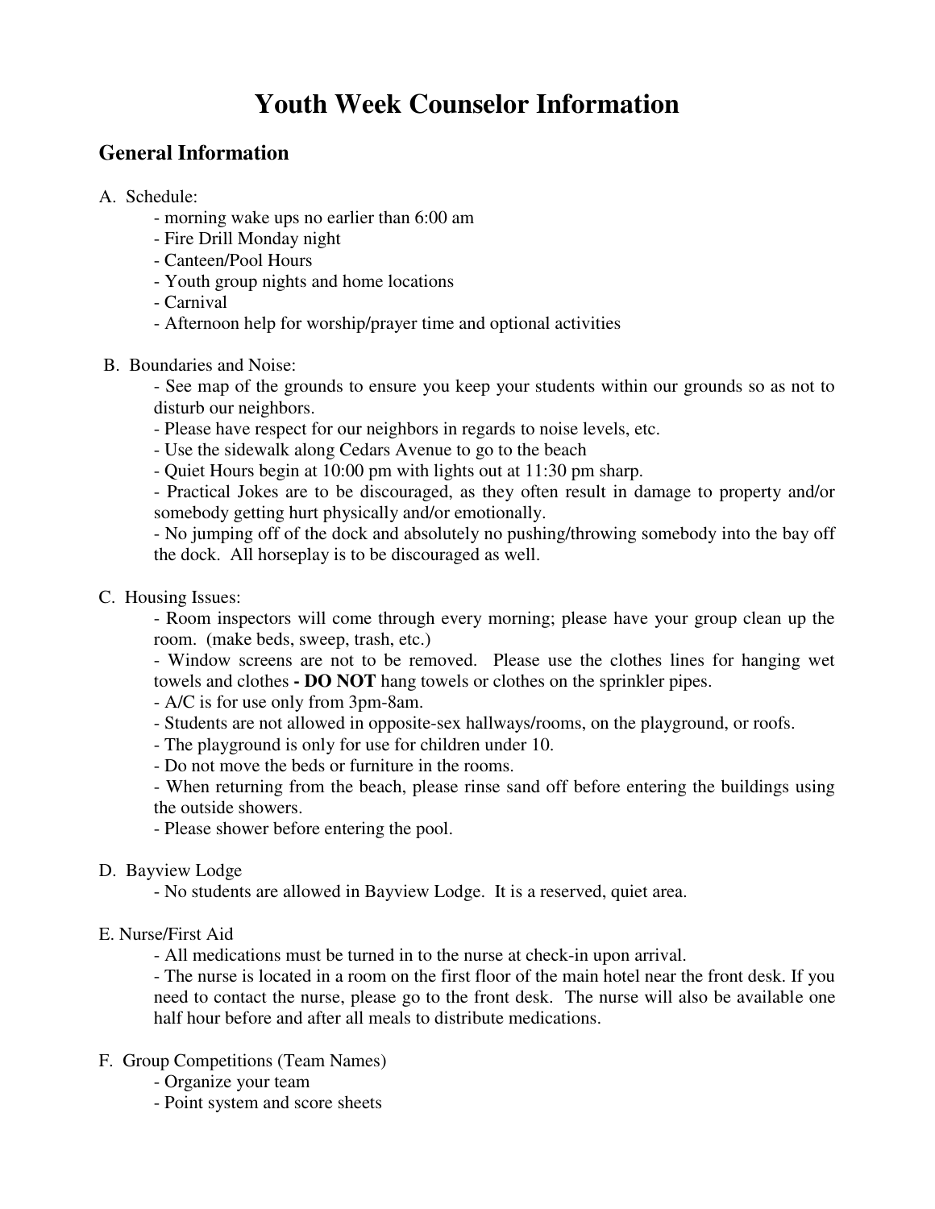# Youth Week Counselor Information

## General Information

A. Schedule:

- morning wake ups no earlier than 6:00 am
- Fire Drill Monday night
- Canteen/Pool Hours
- Youth group nights and home locations
- Carnival
- Afternoon help for worship/prayer time and optional activities

B. Boundaries and Noise:

- See map of the grounds to ensure you keep your students within our grounds so as not to disturb our neighbors.
- Please have respect for our neighbors in regards to noise levels, etc.
- Use the sidewalk along Cedars Avenue to go to the beach
- Quiet Hours begin at 10:00 pm with lights out at 11:30 pm sharp.
- Practical Jokes are to be discouraged, as they often result in damage to property and/or somebody getting hurt physically and/or emotionally.
- No jumping off of the dock and absolutely no pushing/throwing somebody into the bay off the dock. All horseplay is to be discouraged as well.

C. Housing Issues:

- Room inspectors will come through every morning; please have your group clean up the room. (make beds, sweep, trash, etc.)
- Window screens are not to be removed. Please use the clothes lines for hanging wet towels and clothes **- DO NOT** hang towels or clothes on the sprinkler pipes.
- A/C is for use only from 3pm-8am.
- Students are not allowed in opposite-sex hallways/rooms, on the playground, or roofs.
- The playground is only for use for children under 10.
- Do not move the beds or furniture in the rooms.
- When returning from the beach, please rinse sand off before entering the buildings using the outside showers.
- Please shower before entering the pool.

D. Bayview Lodge

- No students are allowed in Bayview Lodge. It is a reserved, quiet area.

E. Nurse/First Aid

- All medications must be turned in to the nurse at check-in upon arrival.
- The nurse is located in a room on the first floor of the main hotel near the front desk. If you need to contact the nurse, please go to the front desk. The nurse will also be available one half hour before and after all meals to distribute medications.

F. Group Competitions (Team Names)

- Organize your team
- Point system and score sheets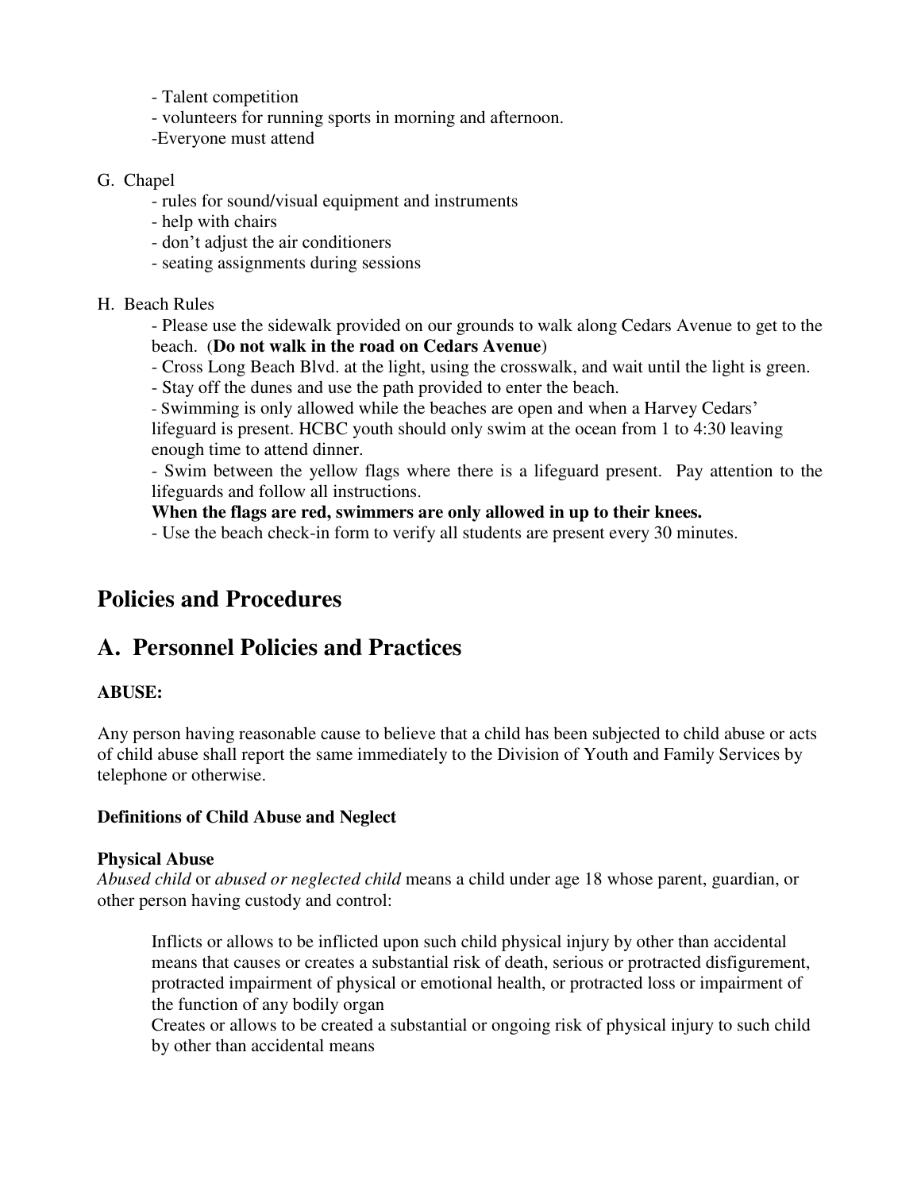- Talent competition
- volunteers for running sports in morning and afternoon.
- Everyone must attend

G. Chapel

- rules for sound/visual equipment and instruments
- help with chairs
- don't adjust the air conditioners
- seating assignments during sessions

H. Beach Rules

- Please use the sidewalk provided on our grounds to walk along Cedars Avenue to get to the beach. (**Do not walk in the road on Cedars Avenue**)
- Cross Long Beach Blvd. at the light, using the crosswalk, and wait until the light is green.
- Stay off the dunes and use the path provided to enter the beach.
- Swimming is only allowed while the beaches are open and when a Harvey Cedars' lifeguard is present. HCBC youth should only swim at the ocean from 1 to 4:30 leaving enough time to attend dinner.
- Swim between the yellow flags where there is a lifeguard present. Pay attention to the lifeguards and follow all instructions.

**When the flags are red, swimmers are only allowed in up to their knees.**

- Use the beach check-in form to verify all students are present every 30 minutes.

# Policies and Procedures

# A. Personnel Policies and Practices

**ABUSE:**

Any person having reasonable cause to believe that a child has been subjected to child abuse or acts of child abuse shall report the same immediately to the Division of Youth and Family Services by telephone or otherwise.

**Definitions of Child Abuse and Neglect**

**Physical Abuse**

*Abused child* or *abused or neglected child* means a child under age 18 whose parent, guardian, or other person having custody and control:

> Inflicts or allows to be inflicted upon such child physical injury by other than accidental means that causes or creates a substantial risk of death, serious or protracted disfigurement, protracted impairment of physical or emotional health, or protracted loss or impairment of the function of any bodily organ
>
> Creates or allows to be created a substantial or ongoing risk of physical injury to such child by other than accidental means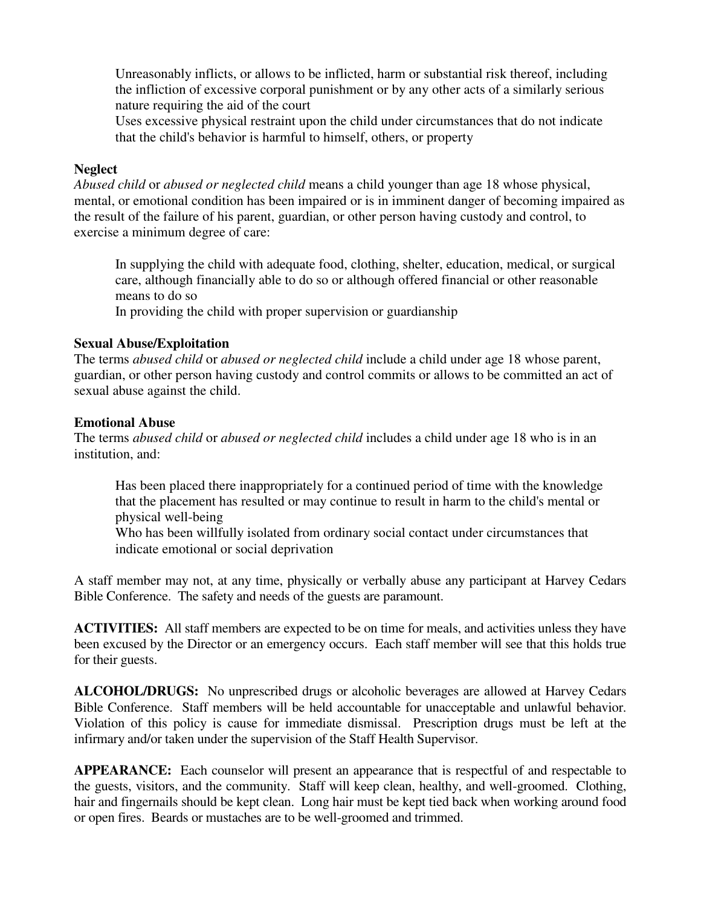Unreasonably inflicts, or allows to be inflicted, harm or substantial risk thereof, including the infliction of excessive corporal punishment or by any other acts of a similarly serious nature requiring the aid of the court

Uses excessive physical restraint upon the child under circumstances that do not indicate that the child's behavior is harmful to himself, others, or property

**Neglect**

*Abused child* or *abused or neglected child* means a child younger than age 18 whose physical, mental, or emotional condition has been impaired or is in imminent danger of becoming impaired as the result of the failure of his parent, guardian, or other person having custody and control, to exercise a minimum degree of care:

In supplying the child with adequate food, clothing, shelter, education, medical, or surgical care, although financially able to do so or although offered financial or other reasonable means to do so

In providing the child with proper supervision or guardianship

**Sexual Abuse/Exploitation**

The terms *abused child* or *abused or neglected child* include a child under age 18 whose parent, guardian, or other person having custody and control commits or allows to be committed an act of sexual abuse against the child.

**Emotional Abuse**

The terms *abused child* or *abused or neglected child* includes a child under age 18 who is in an institution, and:

Has been placed there inappropriately for a continued period of time with the knowledge that the placement has resulted or may continue to result in harm to the child's mental or physical well-being

Who has been willfully isolated from ordinary social contact under circumstances that indicate emotional or social deprivation

A staff member may not, at any time, physically or verbally abuse any participant at Harvey Cedars Bible Conference. The safety and needs of the guests are paramount.

**ACTIVITIES:** All staff members are expected to be on time for meals, and activities unless they have been excused by the Director or an emergency occurs. Each staff member will see that this holds true for their guests.

**ALCOHOL/DRUGS:** No unprescribed drugs or alcoholic beverages are allowed at Harvey Cedars Bible Conference. Staff members will be held accountable for unacceptable and unlawful behavior. Violation of this policy is cause for immediate dismissal. Prescription drugs must be left at the infirmary and/or taken under the supervision of the Staff Health Supervisor.

**APPEARANCE:** Each counselor will present an appearance that is respectful of and respectable to the guests, visitors, and the community. Staff will keep clean, healthy, and well-groomed. Clothing, hair and fingernails should be kept clean. Long hair must be kept tied back when working around food or open fires. Beards or mustaches are to be well-groomed and trimmed.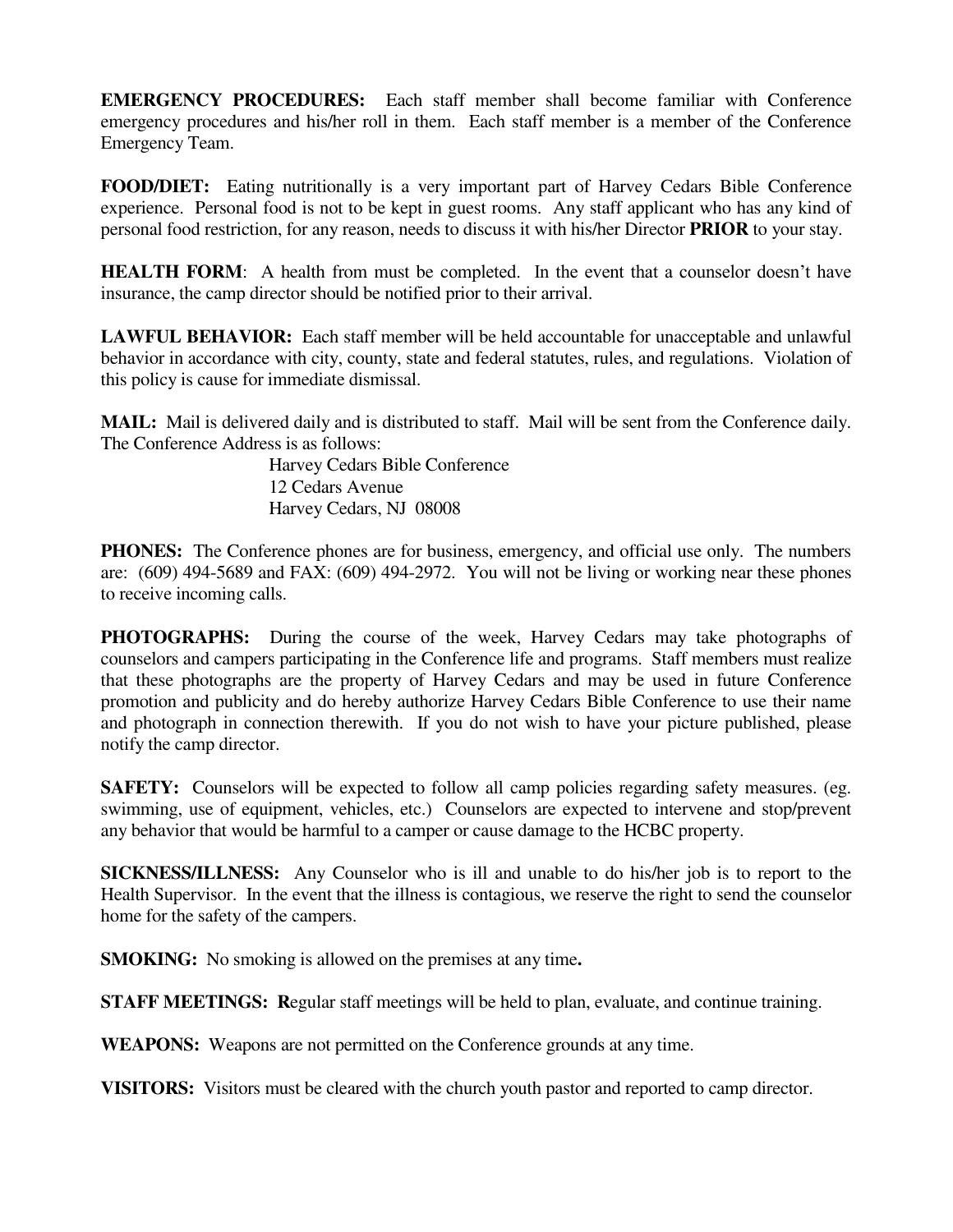**EMERGENCY PROCEDURES:** Each staff member shall become familiar with Conference emergency procedures and his/her roll in them. Each staff member is a member of the Conference Emergency Team.

**FOOD/DIET:** Eating nutritionally is a very important part of Harvey Cedars Bible Conference experience. Personal food is not to be kept in guest rooms. Any staff applicant who has any kind of personal food restriction, for any reason, needs to discuss it with his/her Director **PRIOR** to your stay.

**HEALTH FORM**: A health from must be completed. In the event that a counselor doesn't have insurance, the camp director should be notified prior to their arrival.

**LAWFUL BEHAVIOR:** Each staff member will be held accountable for unacceptable and unlawful behavior in accordance with city, county, state and federal statutes, rules, and regulations. Violation of this policy is cause for immediate dismissal.

**MAIL:** Mail is delivered daily and is distributed to staff. Mail will be sent from the Conference daily. The Conference Address is as follows:

Harvey Cedars Bible Conference
12 Cedars Avenue
Harvey Cedars, NJ 08008

**PHONES:** The Conference phones are for business, emergency, and official use only. The numbers are: (609) 494-5689 and FAX: (609) 494-2972. You will not be living or working near these phones to receive incoming calls.

**PHOTOGRAPHS:** During the course of the week, Harvey Cedars may take photographs of counselors and campers participating in the Conference life and programs. Staff members must realize that these photographs are the property of Harvey Cedars and may be used in future Conference promotion and publicity and do hereby authorize Harvey Cedars Bible Conference to use their name and photograph in connection therewith. If you do not wish to have your picture published, please notify the camp director.

**SAFETY:** Counselors will be expected to follow all camp policies regarding safety measures. (eg. swimming, use of equipment, vehicles, etc.) Counselors are expected to intervene and stop/prevent any behavior that would be harmful to a camper or cause damage to the HCBC property.

**SICKNESS/ILLNESS:** Any Counselor who is ill and unable to do his/her job is to report to the Health Supervisor. In the event that the illness is contagious, we reserve the right to send the counselor home for the safety of the campers.

**SMOKING:** No smoking is allowed on the premises at any time**.**

**STAFF MEETINGS: R**egular staff meetings will be held to plan, evaluate, and continue training.

**WEAPONS:** Weapons are not permitted on the Conference grounds at any time.

**VISITORS:** Visitors must be cleared with the church youth pastor and reported to camp director.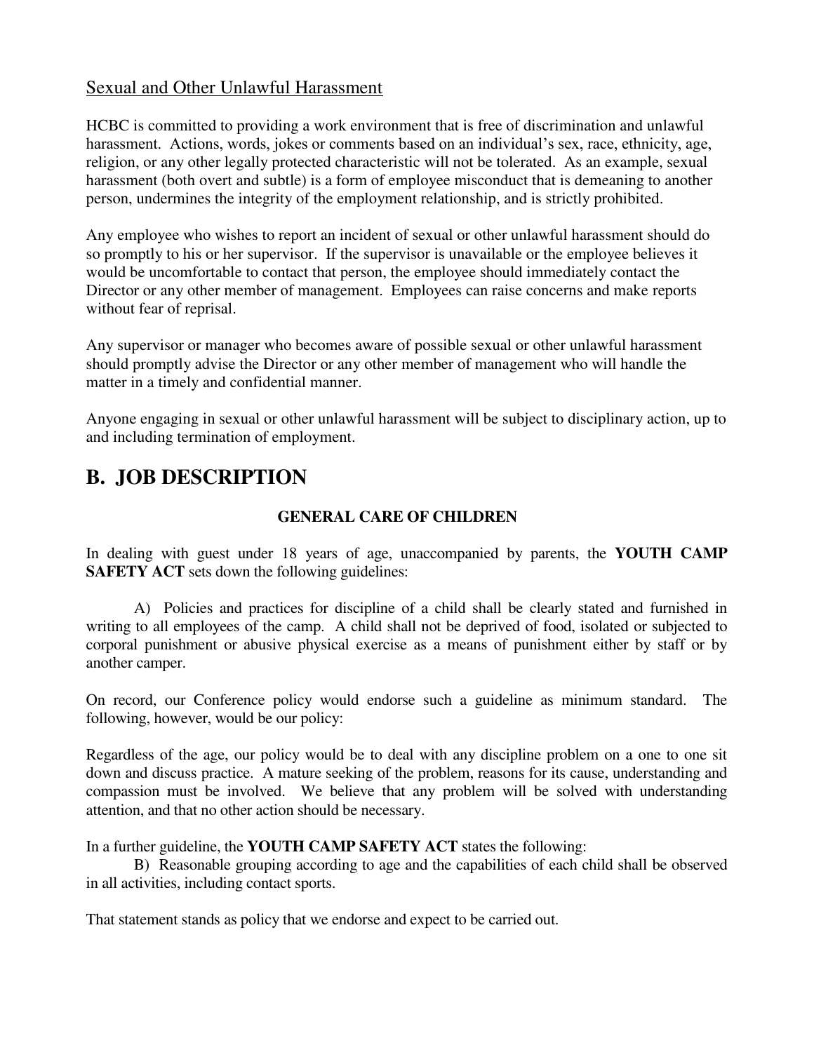Sexual and Other Unlawful Harassment

HCBC is committed to providing a work environment that is free of discrimination and unlawful harassment. Actions, words, jokes or comments based on an individual's sex, race, ethnicity, age, religion, or any other legally protected characteristic will not be tolerated. As an example, sexual harassment (both overt and subtle) is a form of employee misconduct that is demeaning to another person, undermines the integrity of the employment relationship, and is strictly prohibited.

Any employee who wishes to report an incident of sexual or other unlawful harassment should do so promptly to his or her supervisor. If the supervisor is unavailable or the employee believes it would be uncomfortable to contact that person, the employee should immediately contact the Director or any other member of management. Employees can raise concerns and make reports without fear of reprisal.

Any supervisor or manager who becomes aware of possible sexual or other unlawful harassment should promptly advise the Director or any other member of management who will handle the matter in a timely and confidential manner.

Anyone engaging in sexual or other unlawful harassment will be subject to disciplinary action, up to and including termination of employment.

## B. JOB DESCRIPTION

### GENERAL CARE OF CHILDREN

In dealing with guest under 18 years of age, unaccompanied by parents, the **YOUTH CAMP SAFETY ACT** sets down the following guidelines:

A) Policies and practices for discipline of a child shall be clearly stated and furnished in writing to all employees of the camp. A child shall not be deprived of food, isolated or subjected to corporal punishment or abusive physical exercise as a means of punishment either by staff or by another camper.

On record, our Conference policy would endorse such a guideline as minimum standard. The following, however, would be our policy:

Regardless of the age, our policy would be to deal with any discipline problem on a one to one sit down and discuss practice. A mature seeking of the problem, reasons for its cause, understanding and compassion must be involved. We believe that any problem will be solved with understanding attention, and that no other action should be necessary.

In a further guideline, the **YOUTH CAMP SAFETY ACT** states the following:

B) Reasonable grouping according to age and the capabilities of each child shall be observed in all activities, including contact sports.

That statement stands as policy that we endorse and expect to be carried out.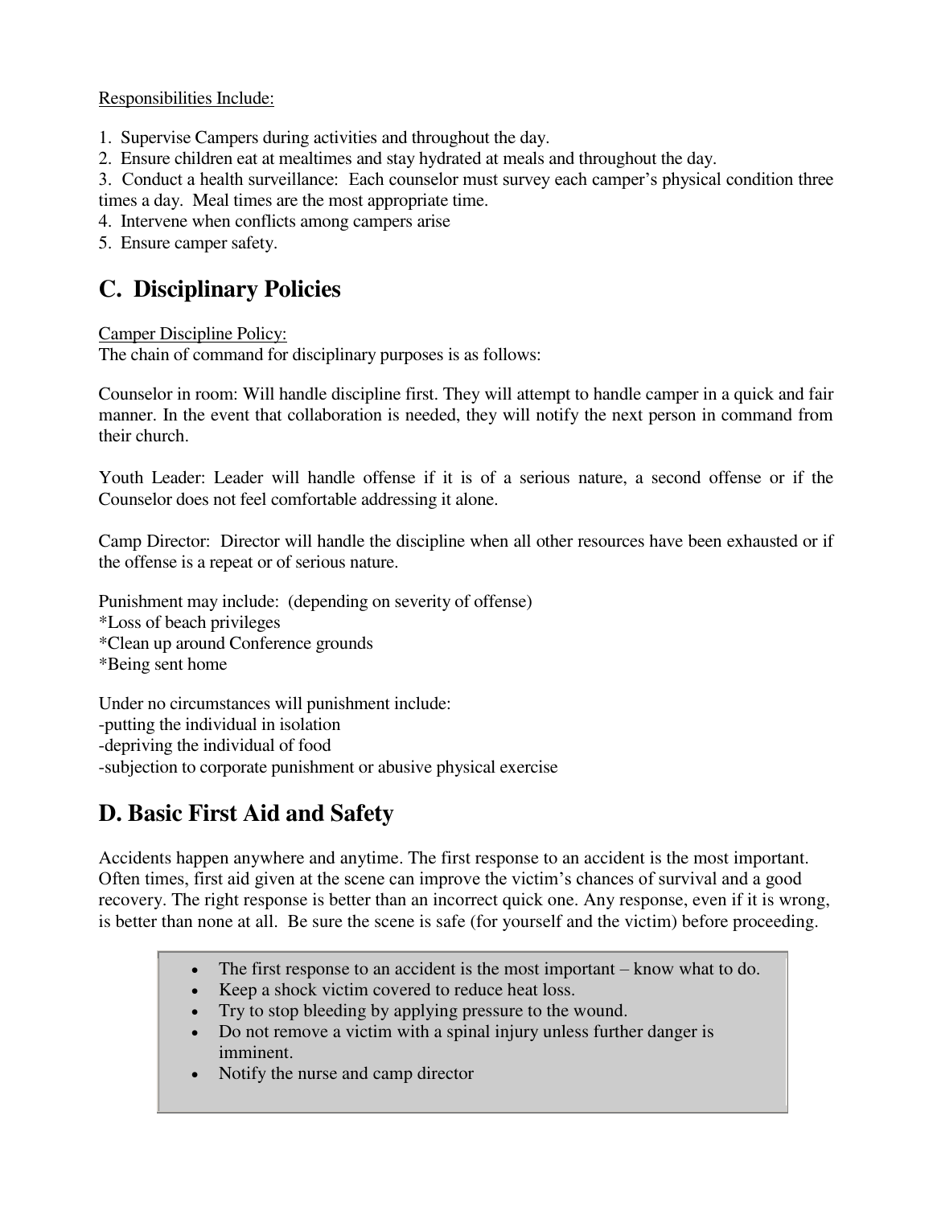Responsibilities Include:

1. Supervise Campers during activities and throughout the day.
2. Ensure children eat at mealtimes and stay hydrated at meals and throughout the day.
3. Conduct a health surveillance: Each counselor must survey each camper's physical condition three times a day. Meal times are the most appropriate time.
4. Intervene when conflicts among campers arise
5. Ensure camper safety.

## C. Disciplinary Policies

Camper Discipline Policy:
The chain of command for disciplinary purposes is as follows:

Counselor in room: Will handle discipline first. They will attempt to handle camper in a quick and fair manner. In the event that collaboration is needed, they will notify the next person in command from their church.

Youth Leader: Leader will handle offense if it is of a serious nature, a second offense or if the Counselor does not feel comfortable addressing it alone.

Camp Director: Director will handle the discipline when all other resources have been exhausted or if the offense is a repeat or of serious nature.

Punishment may include: (depending on severity of offense)
*Loss of beach privileges
*Clean up around Conference grounds
*Being sent home

Under no circumstances will punishment include:
-putting the individual in isolation
-depriving the individual of food
-subjection to corporate punishment or abusive physical exercise

## D. Basic First Aid and Safety

Accidents happen anywhere and anytime. The first response to an accident is the most important. Often times, first aid given at the scene can improve the victim's chances of survival and a good recovery. The right response is better than an incorrect quick one. Any response, even if it is wrong, is better than none at all. Be sure the scene is safe (for yourself and the victim) before proceeding.

- The first response to an accident is the most important – know what to do.
- Keep a shock victim covered to reduce heat loss.
- Try to stop bleeding by applying pressure to the wound.
- Do not remove a victim with a spinal injury unless further danger is imminent.
- Notify the nurse and camp director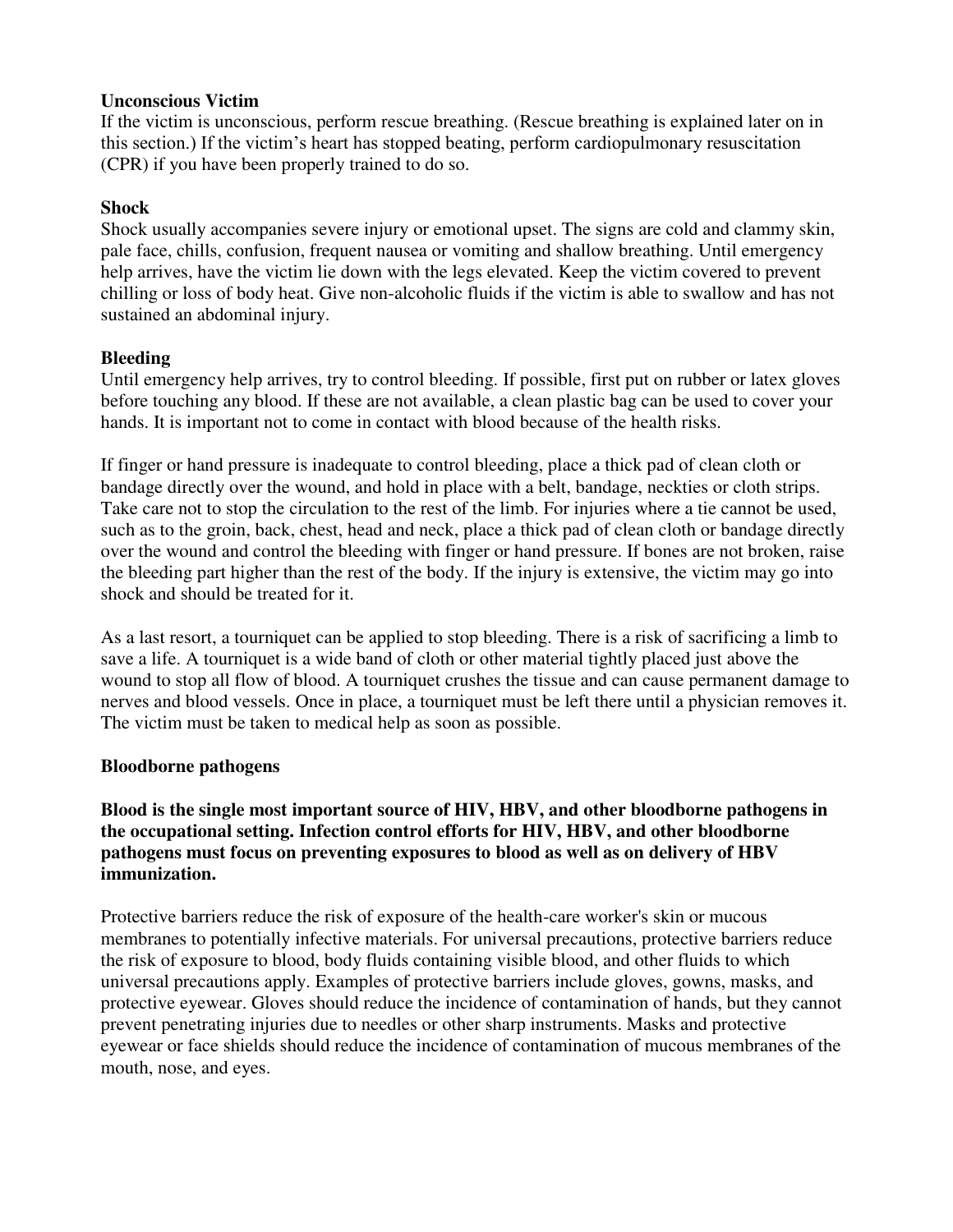### Unconscious Victim

If the victim is unconscious, perform rescue breathing. (Rescue breathing is explained later on in this section.) If the victim's heart has stopped beating, perform cardiopulmonary resuscitation (CPR) if you have been properly trained to do so.

### Shock

Shock usually accompanies severe injury or emotional upset. The signs are cold and clammy skin, pale face, chills, confusion, frequent nausea or vomiting and shallow breathing. Until emergency help arrives, have the victim lie down with the legs elevated. Keep the victim covered to prevent chilling or loss of body heat. Give non-alcoholic fluids if the victim is able to swallow and has not sustained an abdominal injury.

### Bleeding

Until emergency help arrives, try to control bleeding. If possible, first put on rubber or latex gloves before touching any blood. If these are not available, a clean plastic bag can be used to cover your hands. It is important not to come in contact with blood because of the health risks.

If finger or hand pressure is inadequate to control bleeding, place a thick pad of clean cloth or bandage directly over the wound, and hold in place with a belt, bandage, neckties or cloth strips. Take care not to stop the circulation to the rest of the limb. For injuries where a tie cannot be used, such as to the groin, back, chest, head and neck, place a thick pad of clean cloth or bandage directly over the wound and control the bleeding with finger or hand pressure. If bones are not broken, raise the bleeding part higher than the rest of the body. If the injury is extensive, the victim may go into shock and should be treated for it.

As a last resort, a tourniquet can be applied to stop bleeding. There is a risk of sacrificing a limb to save a life. A tourniquet is a wide band of cloth or other material tightly placed just above the wound to stop all flow of blood. A tourniquet crushes the tissue and can cause permanent damage to nerves and blood vessels. Once in place, a tourniquet must be left there until a physician removes it. The victim must be taken to medical help as soon as possible.

### Bloodborne pathogens

**Blood is the single most important source of HIV, HBV, and other bloodborne pathogens in the occupational setting. Infection control efforts for HIV, HBV, and other bloodborne pathogens must focus on preventing exposures to blood as well as on delivery of HBV immunization.**

Protective barriers reduce the risk of exposure of the health-care worker's skin or mucous membranes to potentially infective materials. For universal precautions, protective barriers reduce the risk of exposure to blood, body fluids containing visible blood, and other fluids to which universal precautions apply. Examples of protective barriers include gloves, gowns, masks, and protective eyewear. Gloves should reduce the incidence of contamination of hands, but they cannot prevent penetrating injuries due to needles or other sharp instruments. Masks and protective eyewear or face shields should reduce the incidence of contamination of mucous membranes of the mouth, nose, and eyes.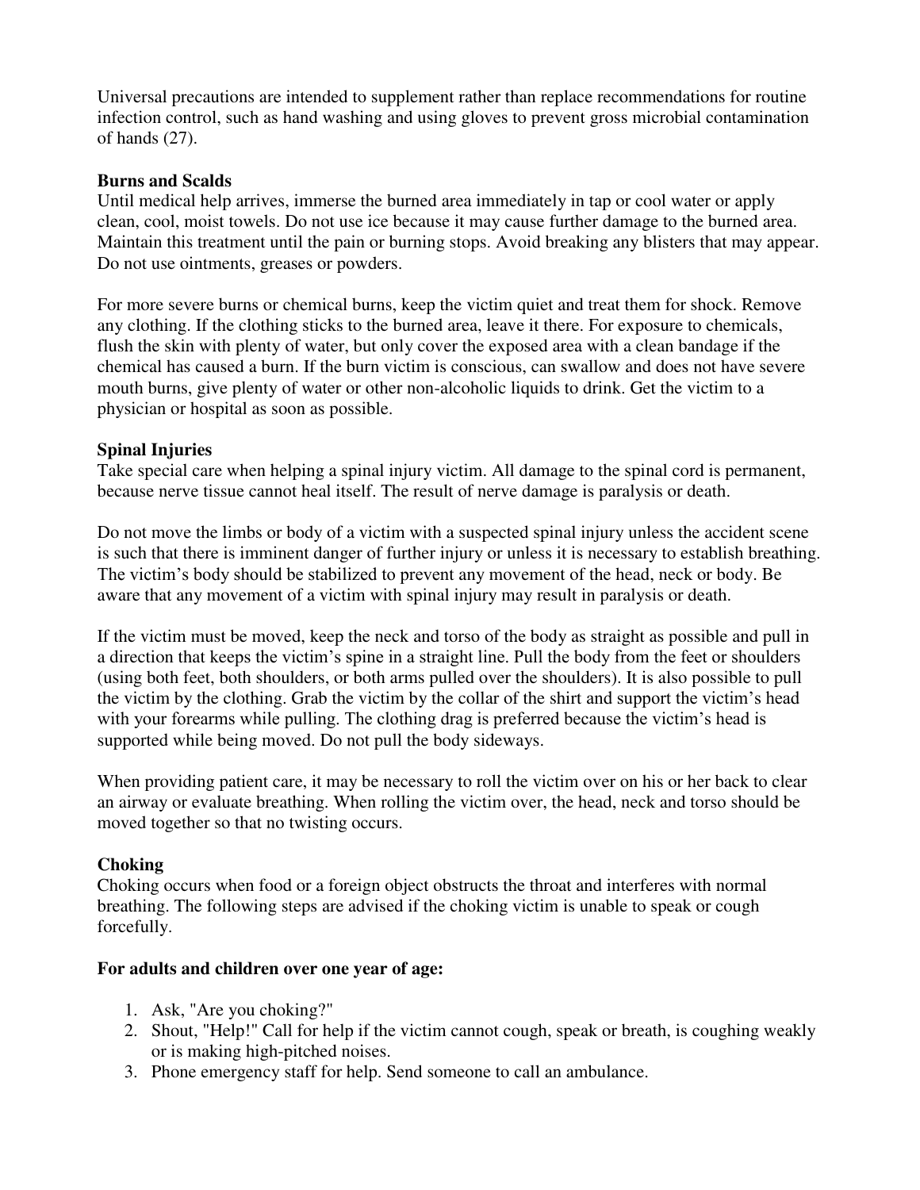Universal precautions are intended to supplement rather than replace recommendations for routine infection control, such as hand washing and using gloves to prevent gross microbial contamination of hands (27).

**Burns and Scalds**

Until medical help arrives, immerse the burned area immediately in tap or cool water or apply clean, cool, moist towels. Do not use ice because it may cause further damage to the burned area. Maintain this treatment until the pain or burning stops. Avoid breaking any blisters that may appear. Do not use ointments, greases or powders.

For more severe burns or chemical burns, keep the victim quiet and treat them for shock. Remove any clothing. If the clothing sticks to the burned area, leave it there. For exposure to chemicals, flush the skin with plenty of water, but only cover the exposed area with a clean bandage if the chemical has caused a burn. If the burn victim is conscious, can swallow and does not have severe mouth burns, give plenty of water or other non-alcoholic liquids to drink. Get the victim to a physician or hospital as soon as possible.

**Spinal Injuries**

Take special care when helping a spinal injury victim. All damage to the spinal cord is permanent, because nerve tissue cannot heal itself. The result of nerve damage is paralysis or death.

Do not move the limbs or body of a victim with a suspected spinal injury unless the accident scene is such that there is imminent danger of further injury or unless it is necessary to establish breathing. The victim's body should be stabilized to prevent any movement of the head, neck or body. Be aware that any movement of a victim with spinal injury may result in paralysis or death.

If the victim must be moved, keep the neck and torso of the body as straight as possible and pull in a direction that keeps the victim's spine in a straight line. Pull the body from the feet or shoulders (using both feet, both shoulders, or both arms pulled over the shoulders). It is also possible to pull the victim by the clothing. Grab the victim by the collar of the shirt and support the victim's head with your forearms while pulling. The clothing drag is preferred because the victim's head is supported while being moved. Do not pull the body sideways.

When providing patient care, it may be necessary to roll the victim over on his or her back to clear an airway or evaluate breathing. When rolling the victim over, the head, neck and torso should be moved together so that no twisting occurs.

**Choking**

Choking occurs when food or a foreign object obstructs the throat and interferes with normal breathing. The following steps are advised if the choking victim is unable to speak or cough forcefully.

**For adults and children over one year of age:**

1. Ask, "Are you choking?"
2. Shout, "Help!" Call for help if the victim cannot cough, speak or breath, is coughing weakly or is making high-pitched noises.
3. Phone emergency staff for help. Send someone to call an ambulance.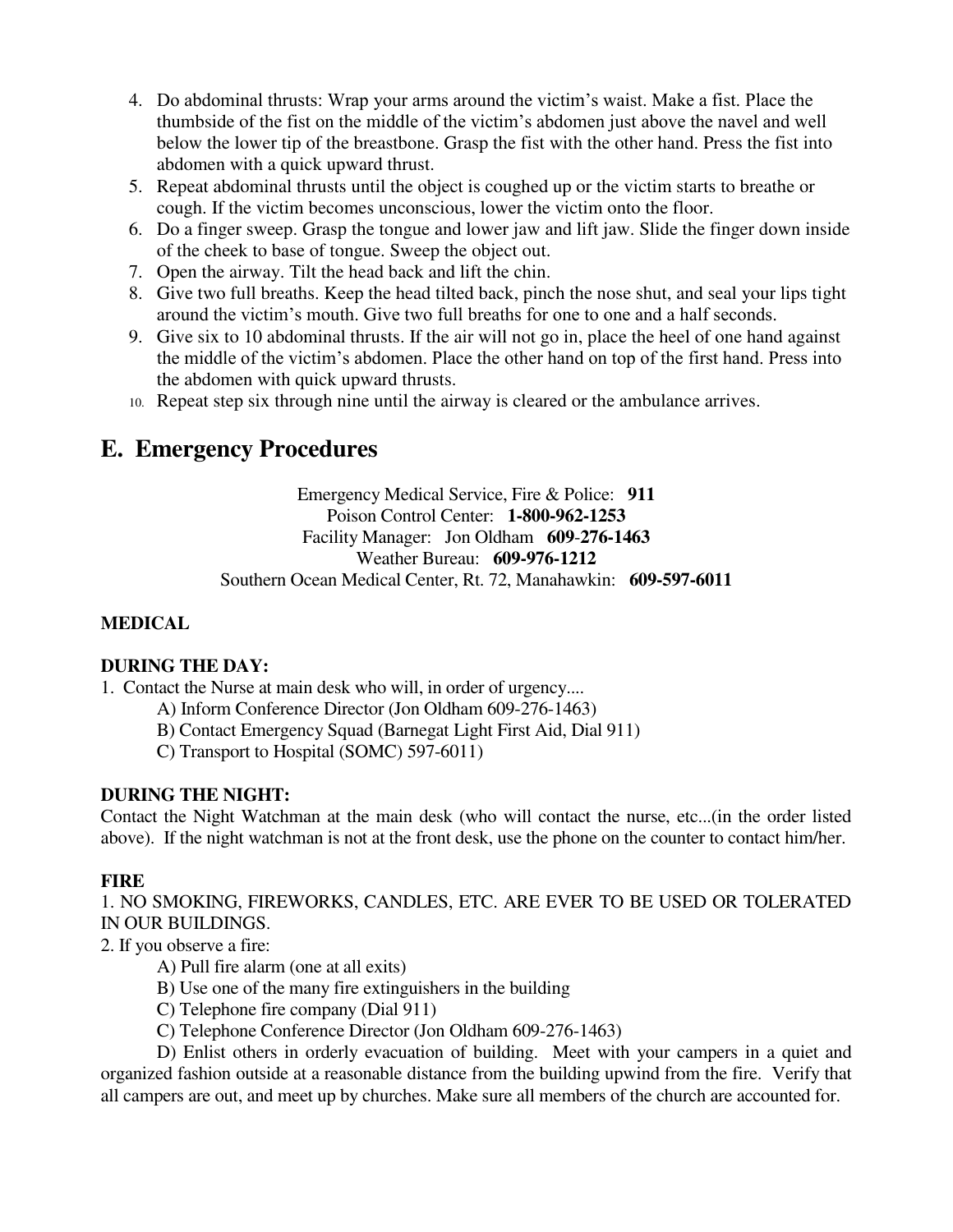4. Do abdominal thrusts: Wrap your arms around the victim's waist. Make a fist. Place the thumbside of the fist on the middle of the victim's abdomen just above the navel and well below the lower tip of the breastbone. Grasp the fist with the other hand. Press the fist into abdomen with a quick upward thrust.
5. Repeat abdominal thrusts until the object is coughed up or the victim starts to breathe or cough. If the victim becomes unconscious, lower the victim onto the floor.
6. Do a finger sweep. Grasp the tongue and lower jaw and lift jaw. Slide the finger down inside of the cheek to base of tongue. Sweep the object out.
7. Open the airway. Tilt the head back and lift the chin.
8. Give two full breaths. Keep the head tilted back, pinch the nose shut, and seal your lips tight around the victim's mouth. Give two full breaths for one to one and a half seconds.
9. Give six to 10 abdominal thrusts. If the air will not go in, place the heel of one hand against the middle of the victim's abdomen. Place the other hand on top of the first hand. Press into the abdomen with quick upward thrusts.
10. Repeat step six through nine until the airway is cleared or the ambulance arrives.

## E. Emergency Procedures

Emergency Medical Service, Fire & Police: **911**
Poison Control Center: **1-800-962-1253**
Facility Manager: Jon Oldham **609-276-1463**
Weather Bureau: **609-976-1212**
Southern Ocean Medical Center, Rt. 72, Manahawkin: **609-597-6011**

**MEDICAL**

**DURING THE DAY:**

1. Contact the Nurse at main desk who will, in order of urgency....
   - A) Inform Conference Director (Jon Oldham 609-276-1463)
   - B) Contact Emergency Squad (Barnegat Light First Aid, Dial 911)
   - C) Transport to Hospital (SOMC) 597-6011)

**DURING THE NIGHT:**

Contact the Night Watchman at the main desk (who will contact the nurse, etc...(in the order listed above). If the night watchman is not at the front desk, use the phone on the counter to contact him/her.

**FIRE**

1. NO SMOKING, FIREWORKS, CANDLES, ETC. ARE EVER TO BE USED OR TOLERATED IN OUR BUILDINGS.
2. If you observe a fire:
   - A) Pull fire alarm (one at all exits)
   - B) Use one of the many fire extinguishers in the building
   - C) Telephone fire company (Dial 911)
   - C) Telephone Conference Director (Jon Oldham 609-276-1463)
   - D) Enlist others in orderly evacuation of building. Meet with your campers in a quiet and organized fashion outside at a reasonable distance from the building upwind from the fire. Verify that all campers are out, and meet up by churches. Make sure all members of the church are accounted for.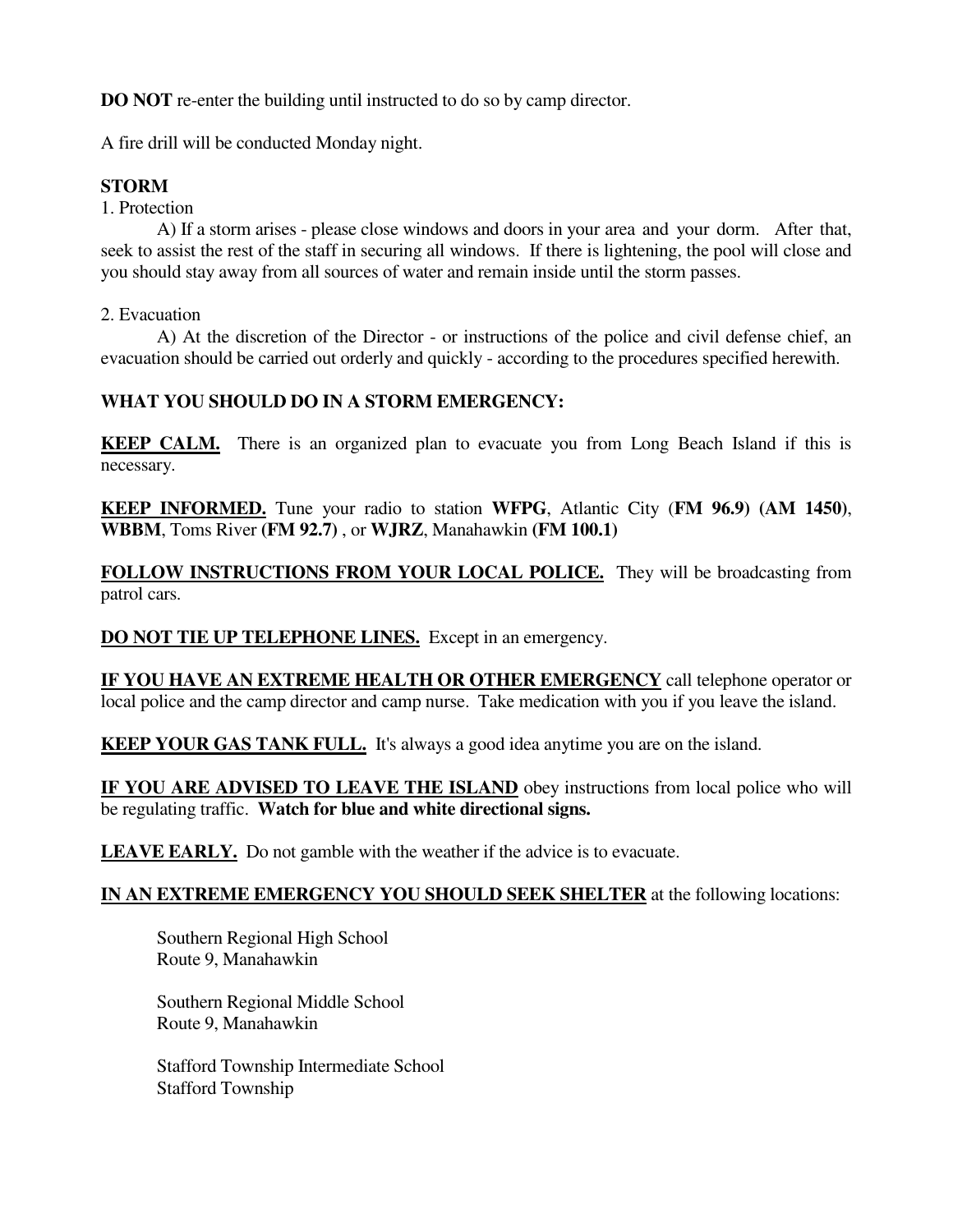**DO NOT** re-enter the building until instructed to do so by camp director.

A fire drill will be conducted Monday night.

**STORM**

1. Protection

A) If a storm arises - please close windows and doors in your area and your dorm. After that, seek to assist the rest of the staff in securing all windows. If there is lightening, the pool will close and you should stay away from all sources of water and remain inside until the storm passes.

2. Evacuation

A) At the discretion of the Director - or instructions of the police and civil defense chief, an evacuation should be carried out orderly and quickly - according to the procedures specified herewith.

**WHAT YOU SHOULD DO IN A STORM EMERGENCY:**

<u>**KEEP CALM.**</u> There is an organized plan to evacuate you from Long Beach Island if this is necessary.

<u>**KEEP INFORMED.**</u> Tune your radio to station **WFPG**, Atlantic City **(FM 96.9) (AM 1450)**, **WBBM**, Toms River **(FM 92.7)** , or **WJRZ**, Manahawkin **(FM 100.1)**

<u>**FOLLOW INSTRUCTIONS FROM YOUR LOCAL POLICE.**</u> They will be broadcasting from patrol cars.

<u>**DO NOT TIE UP TELEPHONE LINES.**</u> Except in an emergency.

<u>**IF YOU HAVE AN EXTREME HEALTH OR OTHER EMERGENCY**</u> call telephone operator or local police and the camp director and camp nurse. Take medication with you if you leave the island.

<u>**KEEP YOUR GAS TANK FULL.**</u> It's always a good idea anytime you are on the island.

<u>**IF YOU ARE ADVISED TO LEAVE THE ISLAND**</u> obey instructions from local police who will be regulating traffic. **Watch for blue and white directional signs.**

<u>**LEAVE EARLY.**</u> Do not gamble with the weather if the advice is to evacuate.

<u>**IN AN EXTREME EMERGENCY YOU SHOULD SEEK SHELTER**</u> at the following locations:

Southern Regional High School
Route 9, Manahawkin

Southern Regional Middle School
Route 9, Manahawkin

Stafford Township Intermediate School
Stafford Township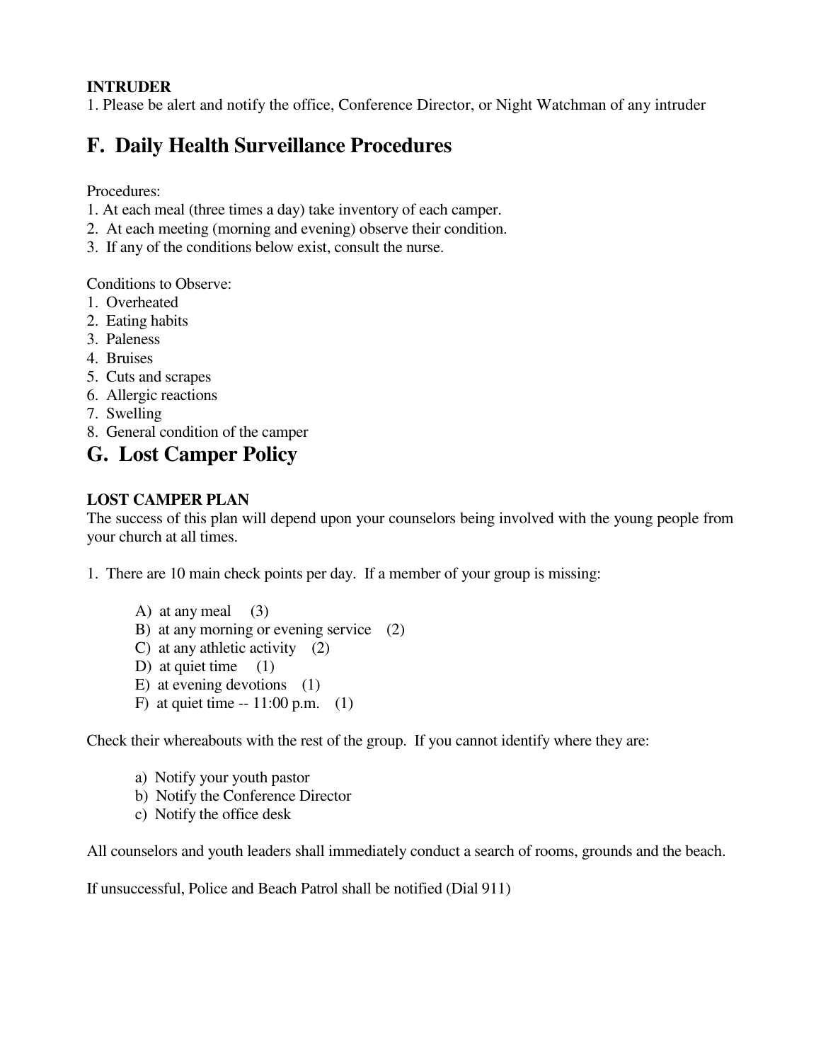**INTRUDER**

1. Please be alert and notify the office, Conference Director, or Night Watchman of any intruder

## F. Daily Health Surveillance Procedures

Procedures:

1. At each meal (three times a day) take inventory of each camper.
2. At each meeting (morning and evening) observe their condition.
3. If any of the conditions below exist, consult the nurse.

Conditions to Observe:

1. Overheated
2. Eating habits
3. Paleness
4. Bruises
5. Cuts and scrapes
6. Allergic reactions
7. Swelling
8. General condition of the camper

## G. Lost Camper Policy

**LOST CAMPER PLAN**

The success of this plan will depend upon your counselors being involved with the young people from your church at all times.

1. There are 10 main check points per day. If a member of your group is missing:

   A) at any meal (3)
   B) at any morning or evening service (2)
   C) at any athletic activity (2)
   D) at quiet time (1)
   E) at evening devotions (1)
   F) at quiet time -- 11:00 p.m. (1)

Check their whereabouts with the rest of the group. If you cannot identify where they are:

   a) Notify your youth pastor
   b) Notify the Conference Director
   c) Notify the office desk

All counselors and youth leaders shall immediately conduct a search of rooms, grounds and the beach.

If unsuccessful, Police and Beach Patrol shall be notified (Dial 911)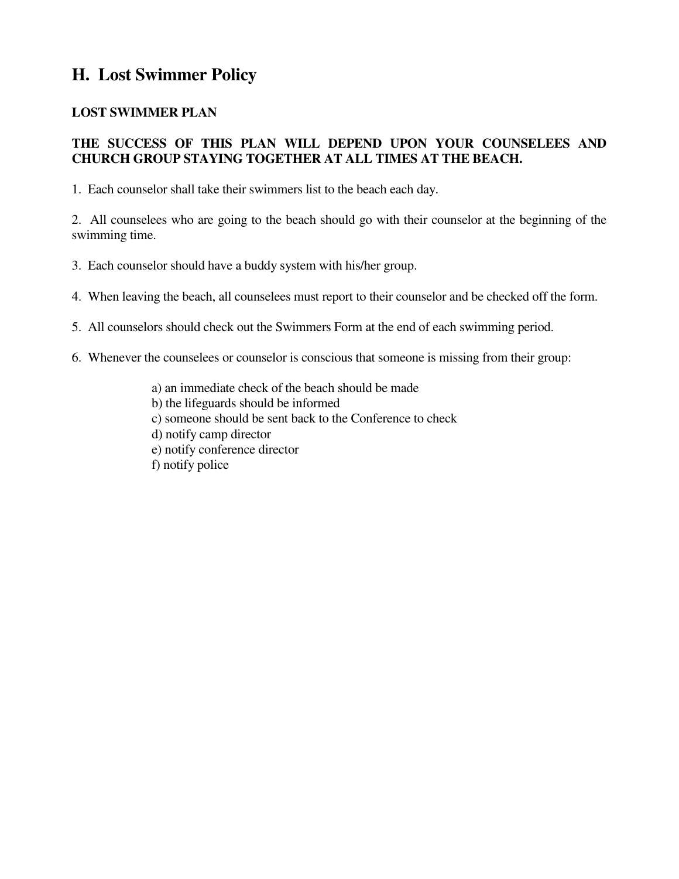## H. Lost Swimmer Policy

**LOST SWIMMER PLAN**

**THE SUCCESS OF THIS PLAN WILL DEPEND UPON YOUR COUNSELEES AND CHURCH GROUP STAYING TOGETHER AT ALL TIMES AT THE BEACH.**

1. Each counselor shall take their swimmers list to the beach each day.

2. All counselees who are going to the beach should go with their counselor at the beginning of the swimming time.

3. Each counselor should have a buddy system with his/her group.

4. When leaving the beach, all counselees must report to their counselor and be checked off the form.

5. All counselors should check out the Swimmers Form at the end of each swimming period.

6. Whenever the counselees or counselor is conscious that someone is missing from their group:

    a) an immediate check of the beach should be made
    b) the lifeguards should be informed
    c) someone should be sent back to the Conference to check
    d) notify camp director
    e) notify conference director
    f) notify police